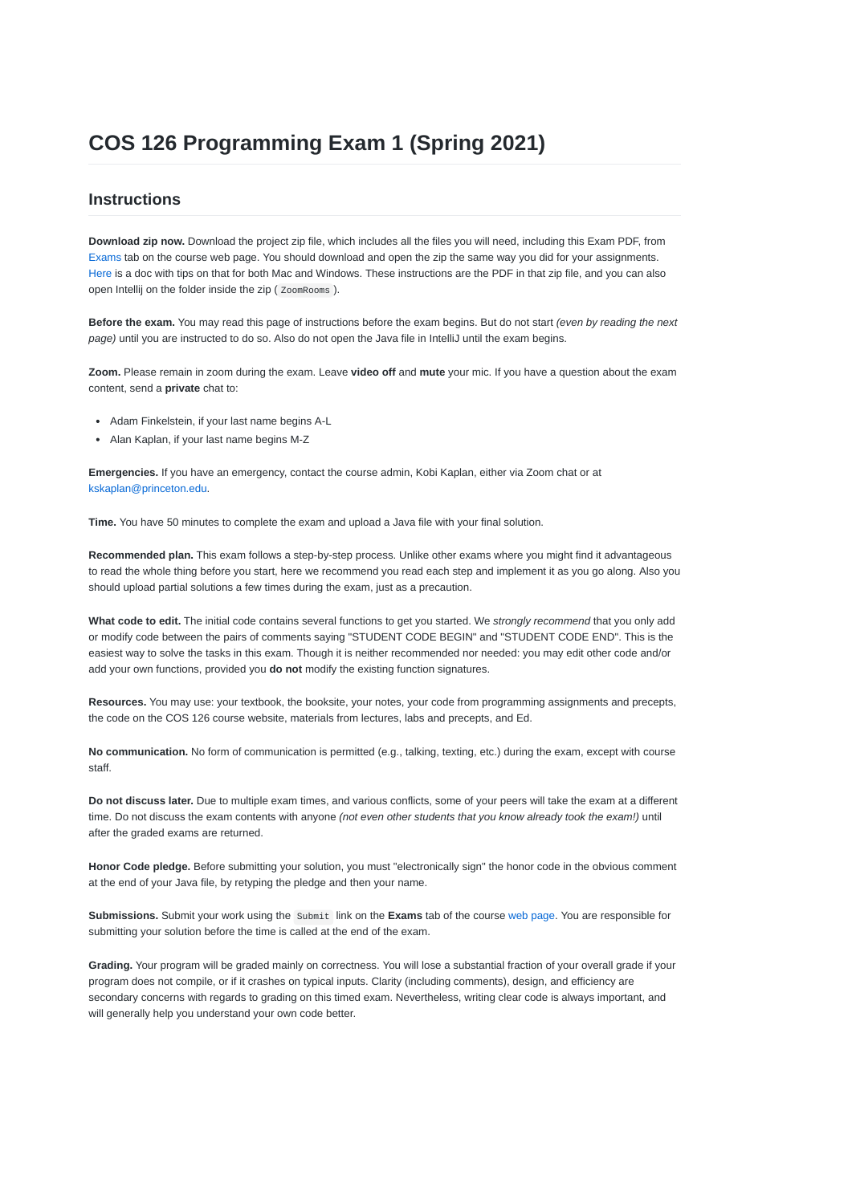# COS 126 Programming Exam 1 (Spring 2021)

## Instructions

**Download zip now.** Download the project zip file, which includes all the files you will need, including this Exam PDF, from Exams tab on the course web page. You should download and open the zip the same way you did for your assignments. Here is a doc with tips on that for both Mac and Windows. These instructions are the PDF in that zip file, and you can also open Intellij on the folder inside the zip ( `ZoomRooms` ).

**Before the exam.** You may read this page of instructions before the exam begins. But do not start *(even by reading the next page)* until you are instructed to do so. Also do not open the Java file in IntelliJ until the exam begins.

**Zoom.** Please remain in zoom during the exam. Leave **video off** and **mute** your mic. If you have a question about the exam content, send a **private** chat to:

- Adam Finkelstein, if your last name begins A-L
- Alan Kaplan, if your last name begins M-Z

**Emergencies.** If you have an emergency, contact the course admin, Kobi Kaplan, either via Zoom chat or at kskaplan@princeton.edu.

**Time.** You have 50 minutes to complete the exam and upload a Java file with your final solution.

**Recommended plan.** This exam follows a step-by-step process. Unlike other exams where you might find it advantageous to read the whole thing before you start, here we recommend you read each step and implement it as you go along. Also you should upload partial solutions a few times during the exam, just as a precaution.

**What code to edit.** The initial code contains several functions to get you started. We *strongly recommend* that you only add or modify code between the pairs of comments saying "STUDENT CODE BEGIN" and "STUDENT CODE END". This is the easiest way to solve the tasks in this exam. Though it is neither recommended nor needed: you may edit other code and/or add your own functions, provided you **do not** modify the existing function signatures.

**Resources.** You may use: your textbook, the booksite, your notes, your code from programming assignments and precepts, the code on the COS 126 course website, materials from lectures, labs and precepts, and Ed.

**No communication.** No form of communication is permitted (e.g., talking, texting, etc.) during the exam, except with course staff.

**Do not discuss later.** Due to multiple exam times, and various conflicts, some of your peers will take the exam at a different time. Do not discuss the exam contents with anyone *(not even other students that you know already took the exam!)* until after the graded exams are returned.

**Honor Code pledge.** Before submitting your solution, you must "electronically sign" the honor code in the obvious comment at the end of your Java file, by retyping the pledge and then your name.

**Submissions.** Submit your work using the `Submit` link on the **Exams** tab of the course web page. You are responsible for submitting your solution before the time is called at the end of the exam.

**Grading.** Your program will be graded mainly on correctness. You will lose a substantial fraction of your overall grade if your program does not compile, or if it crashes on typical inputs. Clarity (including comments), design, and efficiency are secondary concerns with regards to grading on this timed exam. Nevertheless, writing clear code is always important, and will generally help you understand your own code better.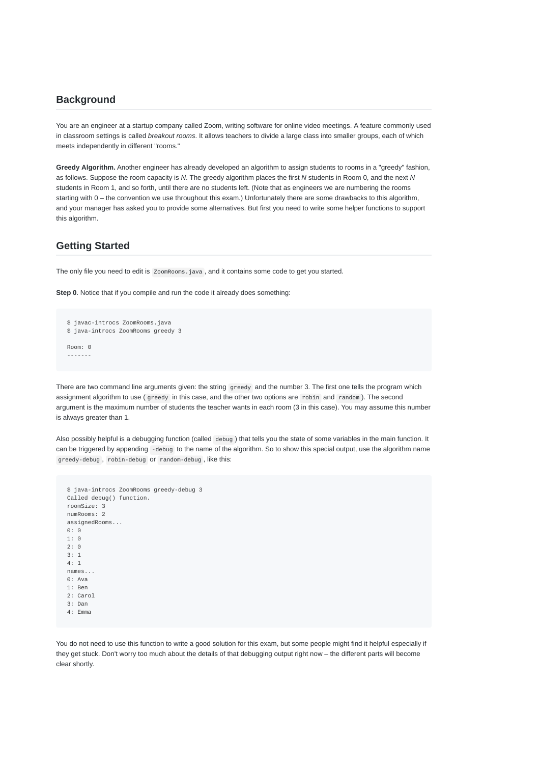## Background

You are an engineer at a startup company called Zoom, writing software for online video meetings. A feature commonly used in classroom settings is called *breakout rooms*. It allows teachers to divide a large class into smaller groups, each of which meets independently in different "rooms."

**Greedy Algorithm.** Another engineer has already developed an algorithm to assign students to rooms in a "greedy" fashion, as follows. Suppose the room capacity is *N*. The greedy algorithm places the first *N* students in Room 0, and the next *N* students in Room 1, and so forth, until there are no students left. (Note that as engineers we are numbering the rooms starting with 0 – the convention we use throughout this exam.) Unfortunately there are some drawbacks to this algorithm, and your manager has asked you to provide some alternatives. But first you need to write some helper functions to support this algorithm.

## Getting Started

The only file you need to edit is `ZoomRooms.java`, and it contains some code to get you started.

**Step 0**. Notice that if you compile and run the code it already does something:

```
$ javac-introcs ZoomRooms.java
$ java-introcs ZoomRooms greedy 3

Room: 0
-------
```

There are two command line arguments given: the string `greedy` and the number 3. The first one tells the program which assignment algorithm to use (`greedy` in this case, and the other two options are `robin` and `random`). The second argument is the maximum number of students the teacher wants in each room (3 in this case). You may assume this number is always greater than 1.

Also possibly helpful is a debugging function (called `debug`) that tells you the state of some variables in the main function. It can be triggered by appending `-debug` to the name of the algorithm. So to show this special output, use the algorithm name `greedy-debug`, `robin-debug` or `random-debug`, like this:

```
$ java-introcs ZoomRooms greedy-debug 3
Called debug() function.
roomSize: 3
numRooms: 2
assignedRooms...
0: 0
1: 0
2: 0
3: 1
4: 1
names...
0: Ava
1: Ben
2: Carol
3: Dan
4: Emma
```

You do not need to use this function to write a good solution for this exam, but some people might find it helpful especially if they get stuck. Don't worry too much about the details of that debugging output right now – the different parts will become clear shortly.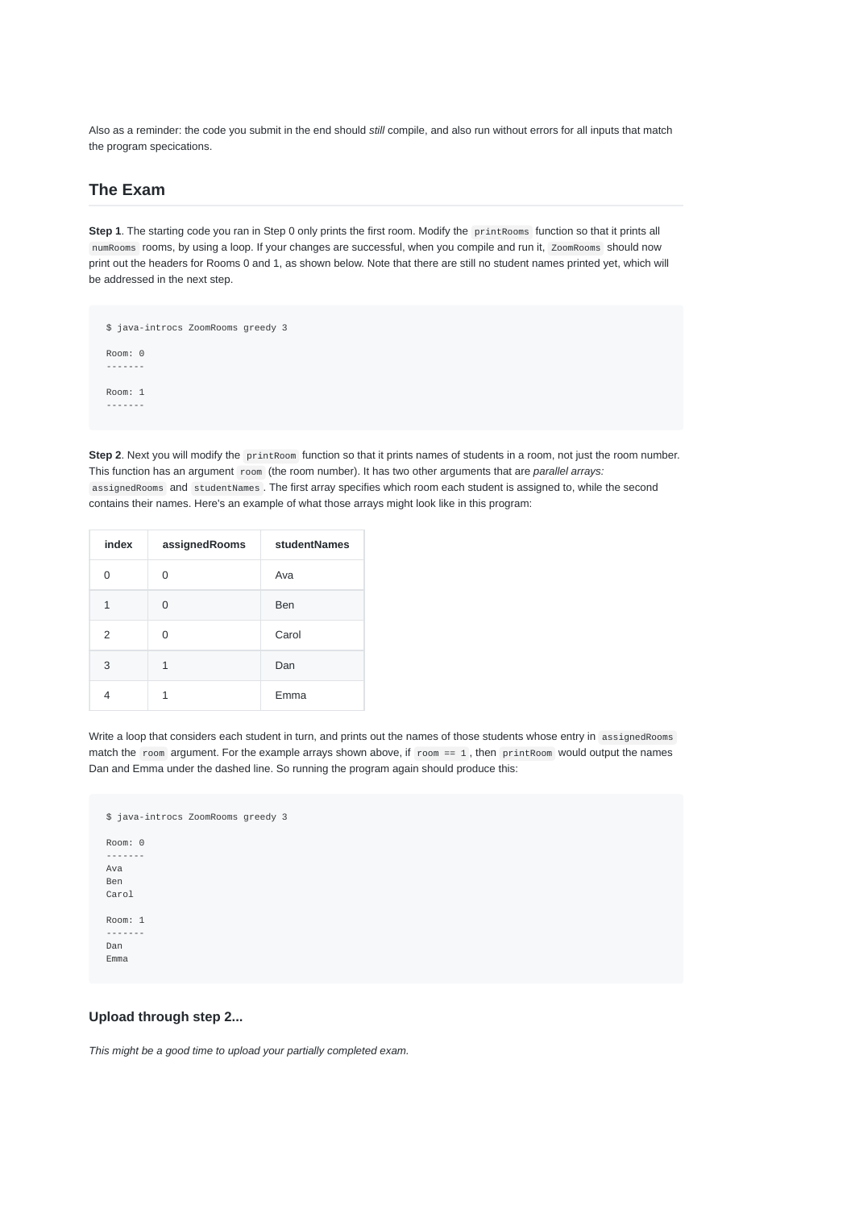Also as a reminder: the code you submit in the end should *still* compile, and also run without errors for all inputs that match the program specications.

## The Exam

**Step 1**. The starting code you ran in Step 0 only prints the first room. Modify the `printRooms` function so that it prints all `numRooms` rooms, by using a loop. If your changes are successful, when you compile and run it, `ZoomRooms` should now print out the headers for Rooms 0 and 1, as shown below. Note that there are still no student names printed yet, which will be addressed in the next step.

```
$ java-introcs ZoomRooms greedy 3

Room: 0
-------

Room: 1
-------
```

**Step 2**. Next you will modify the `printRoom` function so that it prints names of students in a room, not just the room number. This function has an argument `room` (the room number). It has two other arguments that are *parallel arrays:* `assignedRooms` and `studentNames`. The first array specifies which room each student is assigned to, while the second contains their names. Here's an example of what those arrays might look like in this program:

| index | assignedRooms | studentNames |
|---|---|---|
| 0 | 0 | Ava |
| 1 | 0 | Ben |
| 2 | 0 | Carol |
| 3 | 1 | Dan |
| 4 | 1 | Emma |

Write a loop that considers each student in turn, and prints out the names of those students whose entry in `assignedRooms` match the `room` argument. For the example arrays shown above, if `room == 1`, then `printRoom` would output the names Dan and Emma under the dashed line. So running the program again should produce this:

```
$ java-introcs ZoomRooms greedy 3

Room: 0
-------
Ava
Ben
Carol

Room: 1
-------
Dan
Emma
```

### Upload through step 2...

*This might be a good time to upload your partially completed exam.*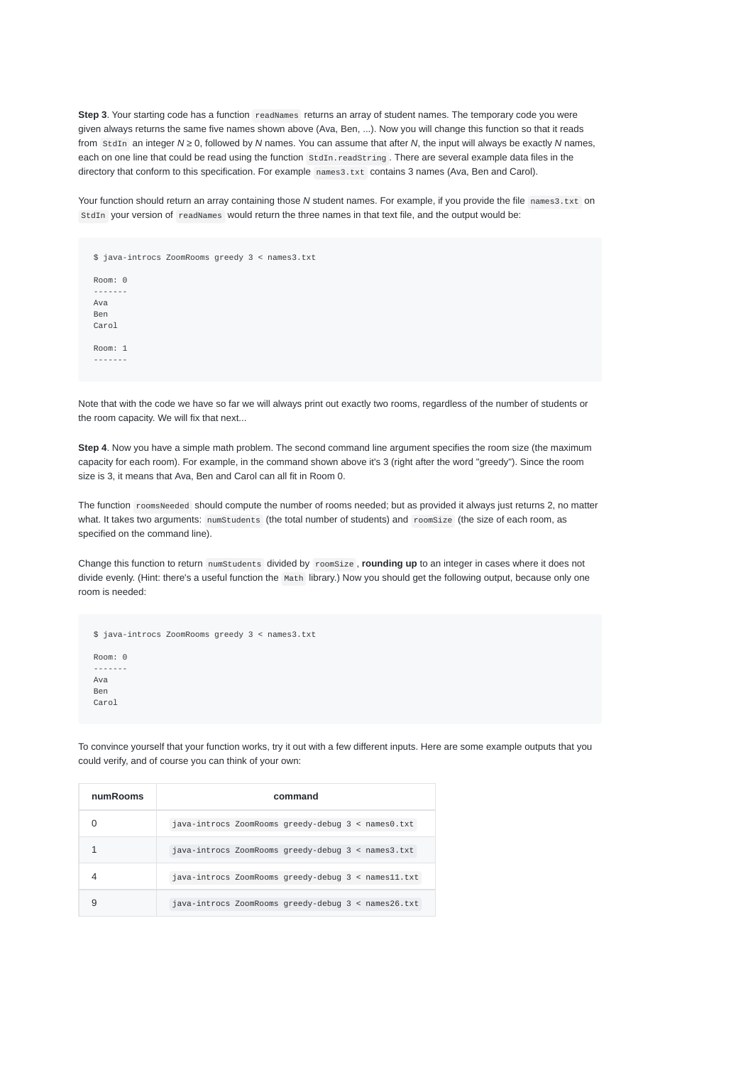**Step 3**. Your starting code has a function `readNames` returns an array of student names. The temporary code you were given always returns the same five names shown above (Ava, Ben, ...). Now you will change this function so that it reads from `StdIn` an integer $N \geq 0$, followed by $N$ names. You can assume that after $N$, the input will always be exactly $N$ names, each on one line that could be read using the function `StdIn.readString`. There are several example data files in the directory that conform to this specification. For example `names3.txt` contains 3 names (Ava, Ben and Carol).

Your function should return an array containing those $N$ student names. For example, if you provide the file `names3.txt` on `StdIn` your version of `readNames` would return the three names in that text file, and the output would be:

```
$ java-introcs ZoomRooms greedy 3 < names3.txt

Room: 0
-------
Ava
Ben
Carol

Room: 1
-------
```

Note that with the code we have so far we will always print out exactly two rooms, regardless of the number of students or the room capacity. We will fix that next...

**Step 4**. Now you have a simple math problem. The second command line argument specifies the room size (the maximum capacity for each room). For example, in the command shown above it's 3 (right after the word "greedy"). Since the room size is 3, it means that Ava, Ben and Carol can all fit in Room 0.

The function `roomsNeeded` should compute the number of rooms needed; but as provided it always just returns 2, no matter what. It takes two arguments: `numStudents` (the total number of students) and `roomSize` (the size of each room, as specified on the command line).

Change this function to return `numStudents` divided by `roomSize`, **rounding up** to an integer in cases where it does not divide evenly. (Hint: there's a useful function the `Math` library.) Now you should get the following output, because only one room is needed:

```
$ java-introcs ZoomRooms greedy 3 < names3.txt

Room: 0
-------
Ava
Ben
Carol
```

To convince yourself that your function works, try it out with a few different inputs. Here are some example outputs that you could verify, and of course you can think of your own:

| numRooms | command |
|---|---|
| 0 | `java-introcs ZoomRooms greedy-debug 3 < names0.txt` |
| 1 | `java-introcs ZoomRooms greedy-debug 3 < names3.txt` |
| 4 | `java-introcs ZoomRooms greedy-debug 3 < names11.txt` |
| 9 | `java-introcs ZoomRooms greedy-debug 3 < names26.txt` |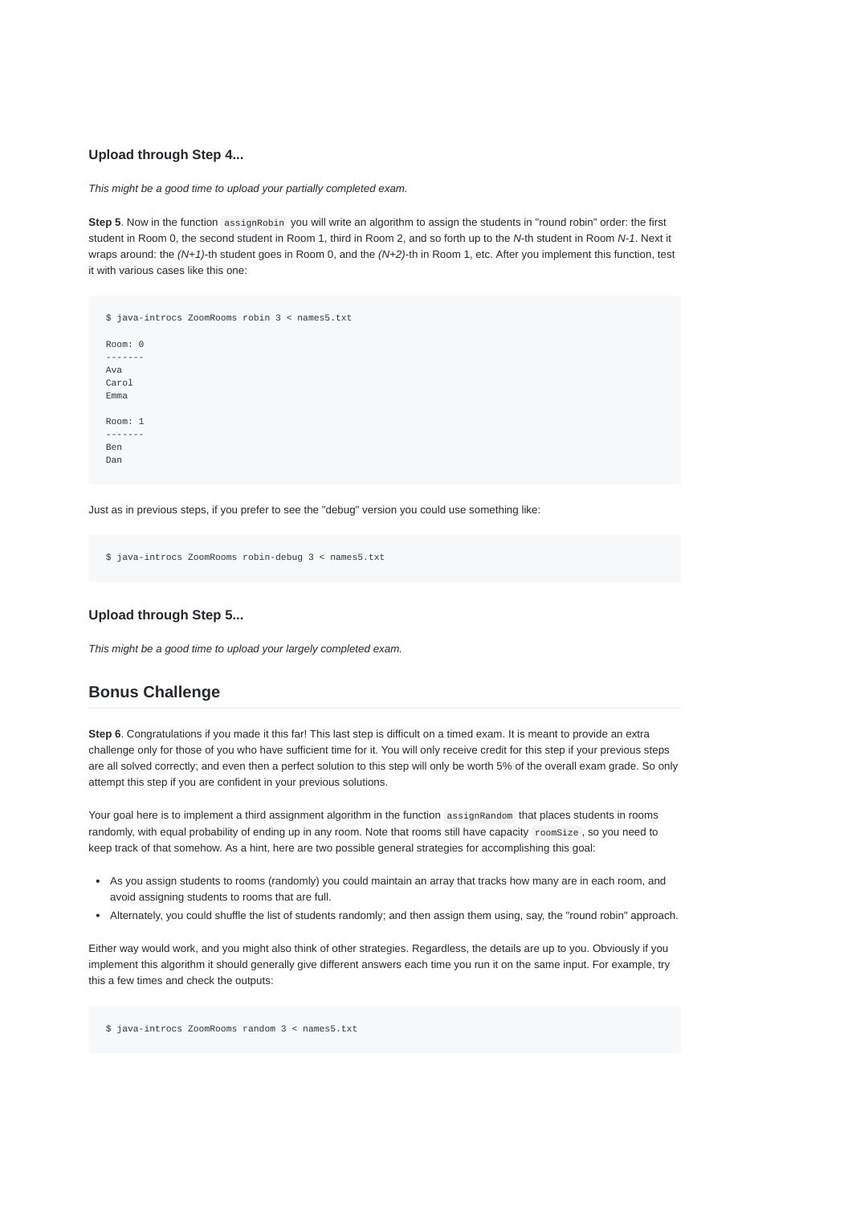### Upload through Step 4...

*This might be a good time to upload your partially completed exam.*

**Step 5**. Now in the function `assignRobin` you will write an algorithm to assign the students in "round robin" order: the first student in Room 0, the second student in Room 1, third in Room 2, and so forth up to the *N*-th student in Room *N-1*. Next it wraps around: the *(N+1)*-th student goes in Room 0, and the *(N+2)*-th in Room 1, etc. After you implement this function, test it with various cases like this one:

```
$ java-introcs ZoomRooms robin 3 < names5.txt

Room: 0
-------
Ava
Carol
Emma

Room: 1
-------
Ben
Dan
```

Just as in previous steps, if you prefer to see the "debug" version you could use something like:

```
$ java-introcs ZoomRooms robin-debug 3 < names5.txt
```

### Upload through Step 5...

*This might be a good time to upload your largely completed exam.*

## Bonus Challenge

**Step 6**. Congratulations if you made it this far! This last step is difficult on a timed exam. It is meant to provide an extra challenge only for those of you who have sufficient time for it. You will only receive credit for this step if your previous steps are all solved correctly; and even then a perfect solution to this step will only be worth 5% of the overall exam grade. So only attempt this step if you are confident in your previous solutions.

Your goal here is to implement a third assignment algorithm in the function `assignRandom` that places students in rooms randomly, with equal probability of ending up in any room. Note that rooms still have capacity `roomSize`, so you need to keep track of that somehow. As a hint, here are two possible general strategies for accomplishing this goal:

- As you assign students to rooms (randomly) you could maintain an array that tracks how many are in each room, and avoid assigning students to rooms that are full.
- Alternately, you could shuffle the list of students randomly; and then assign them using, say, the "round robin" approach.

Either way would work, and you might also think of other strategies. Regardless, the details are up to you. Obviously if you implement this algorithm it should generally give different answers each time you run it on the same input. For example, try this a few times and check the outputs:

```
$ java-introcs ZoomRooms random 3 < names5.txt
```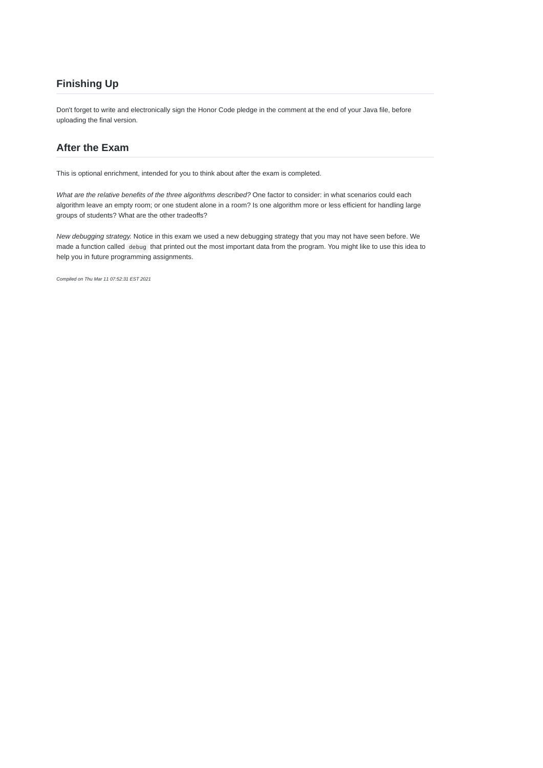## Finishing Up

Don't forget to write and electronically sign the Honor Code pledge in the comment at the end of your Java file, before uploading the final version.

## After the Exam

This is optional enrichment, intended for you to think about after the exam is completed.

*What are the relative benefits of the three algorithms described?* One factor to consider: in what scenarios could each algorithm leave an empty room; or one student alone in a room? Is one algorithm more or less efficient for handling large groups of students? What are the other tradeoffs?

*New debugging strategy.* Notice in this exam we used a new debugging strategy that you may not have seen before. We made a function called `debug` that printed out the most important data from the program. You might like to use this idea to help you in future programming assignments.

*Compiled on Thu Mar 11 07:52:31 EST 2021*